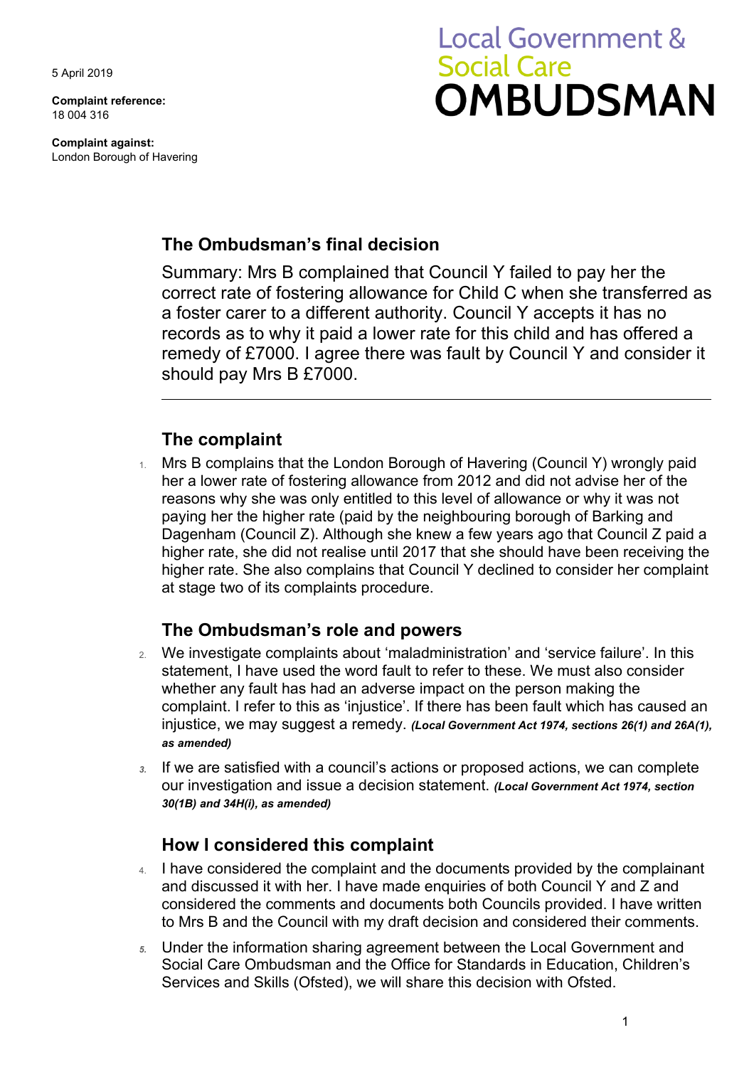5 April 2019

**Complaint reference:**
18 004 316

**Complaint against:**
London Borough of Havering

# Local Government & Social Care OMBUDSMAN

## The Ombudsman's final decision

Summary: Mrs B complained that Council Y failed to pay her the correct rate of fostering allowance for Child C when she transferred as a foster carer to a different authority. Council Y accepts it has no records as to why it paid a lower rate for this child and has offered a remedy of £7000. I agree there was fault by Council Y and consider it should pay Mrs B £7000.

## The complaint

1. Mrs B complains that the London Borough of Havering (Council Y) wrongly paid her a lower rate of fostering allowance from 2012 and did not advise her of the reasons why she was only entitled to this level of allowance or why it was not paying her the higher rate (paid by the neighbouring borough of Barking and Dagenham (Council Z). Although she knew a few years ago that Council Z paid a higher rate, she did not realise until 2017 that she should have been receiving the higher rate. She also complains that Council Y declined to consider her complaint at stage two of its complaints procedure.

## The Ombudsman's role and powers

2. We investigate complaints about 'maladministration' and 'service failure'. In this statement, I have used the word fault to refer to these. We must also consider whether any fault has had an adverse impact on the person making the complaint. I refer to this as 'injustice'. If there has been fault which has caused an injustice, we may suggest a remedy. ***(Local Government Act 1974, sections 26(1) and 26A(1), as amended)***

3. If we are satisfied with a council's actions or proposed actions, we can complete our investigation and issue a decision statement. ***(Local Government Act 1974, section 30(1B) and 34H(i), as amended)***

## How I considered this complaint

4. I have considered the complaint and the documents provided by the complainant and discussed it with her. I have made enquiries of both Council Y and Z and considered the comments and documents both Councils provided. I have written to Mrs B and the Council with my draft decision and considered their comments.

5. Under the information sharing agreement between the Local Government and Social Care Ombudsman and the Office for Standards in Education, Children's Services and Skills (Ofsted), we will share this decision with Ofsted.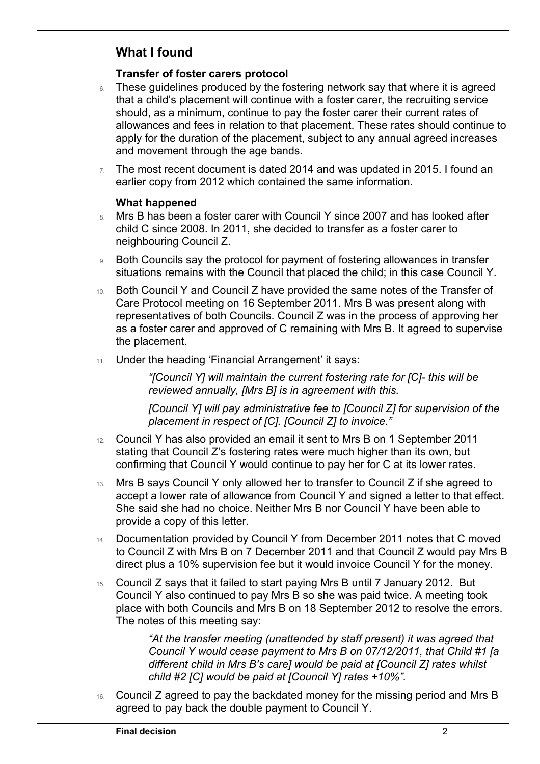## What I found

### Transfer of foster carers protocol

6. These guidelines produced by the fostering network say that where it is agreed that a child's placement will continue with a foster carer, the recruiting service should, as a minimum, continue to pay the foster carer their current rates of allowances and fees in relation to that placement. These rates should continue to apply for the duration of the placement, subject to any annual agreed increases and movement through the age bands.
7. The most recent document is dated 2014 and was updated in 2015. I found an earlier copy from 2012 which contained the same information.

### What happened

8. Mrs B has been a foster carer with Council Y since 2007 and has looked after child C since 2008. In 2011, she decided to transfer as a foster carer to neighbouring Council Z.
9. Both Councils say the protocol for payment of fostering allowances in transfer situations remains with the Council that placed the child; in this case Council Y.
10. Both Council Y and Council Z have provided the same notes of the Transfer of Care Protocol meeting on 16 September 2011. Mrs B was present along with representatives of both Councils. Council Z was in the process of approving her as a foster carer and approved of C remaining with Mrs B. It agreed to supervise the placement.
11. Under the heading 'Financial Arrangement' it says:

    > *"[Council Y] will maintain the current fostering rate for [C]- this will be reviewed annually, [Mrs B] is in agreement with this.*
    >
    > *[Council Y] will pay administrative fee to [Council Z] for supervision of the placement in respect of [C]. [Council Z] to invoice."*

12. Council Y has also provided an email it sent to Mrs B on 1 September 2011 stating that Council Z's fostering rates were much higher than its own, but confirming that Council Y would continue to pay her for C at its lower rates.
13. Mrs B says Council Y only allowed her to transfer to Council Z if she agreed to accept a lower rate of allowance from Council Y and signed a letter to that effect. She said she had no choice. Neither Mrs B nor Council Y have been able to provide a copy of this letter.
14. Documentation provided by Council Y from December 2011 notes that C moved to Council Z with Mrs B on 7 December 2011 and that Council Z would pay Mrs B direct plus a 10% supervision fee but it would invoice Council Y for the money.
15. Council Z says that it failed to start paying Mrs B until 7 January 2012. But Council Y also continued to pay Mrs B so she was paid twice. A meeting took place with both Councils and Mrs B on 18 September 2012 to resolve the errors. The notes of this meeting say:

    > *"At the transfer meeting (unattended by staff present) it was agreed that Council Y would cease payment to Mrs B on 07/12/2011, that Child #1 [a different child in Mrs B's care] would be paid at [Council Z] rates whilst child #2 [C] would be paid at [Council Y] rates +10%".*

16. Council Z agreed to pay the backdated money for the missing period and Mrs B agreed to pay back the double payment to Council Y.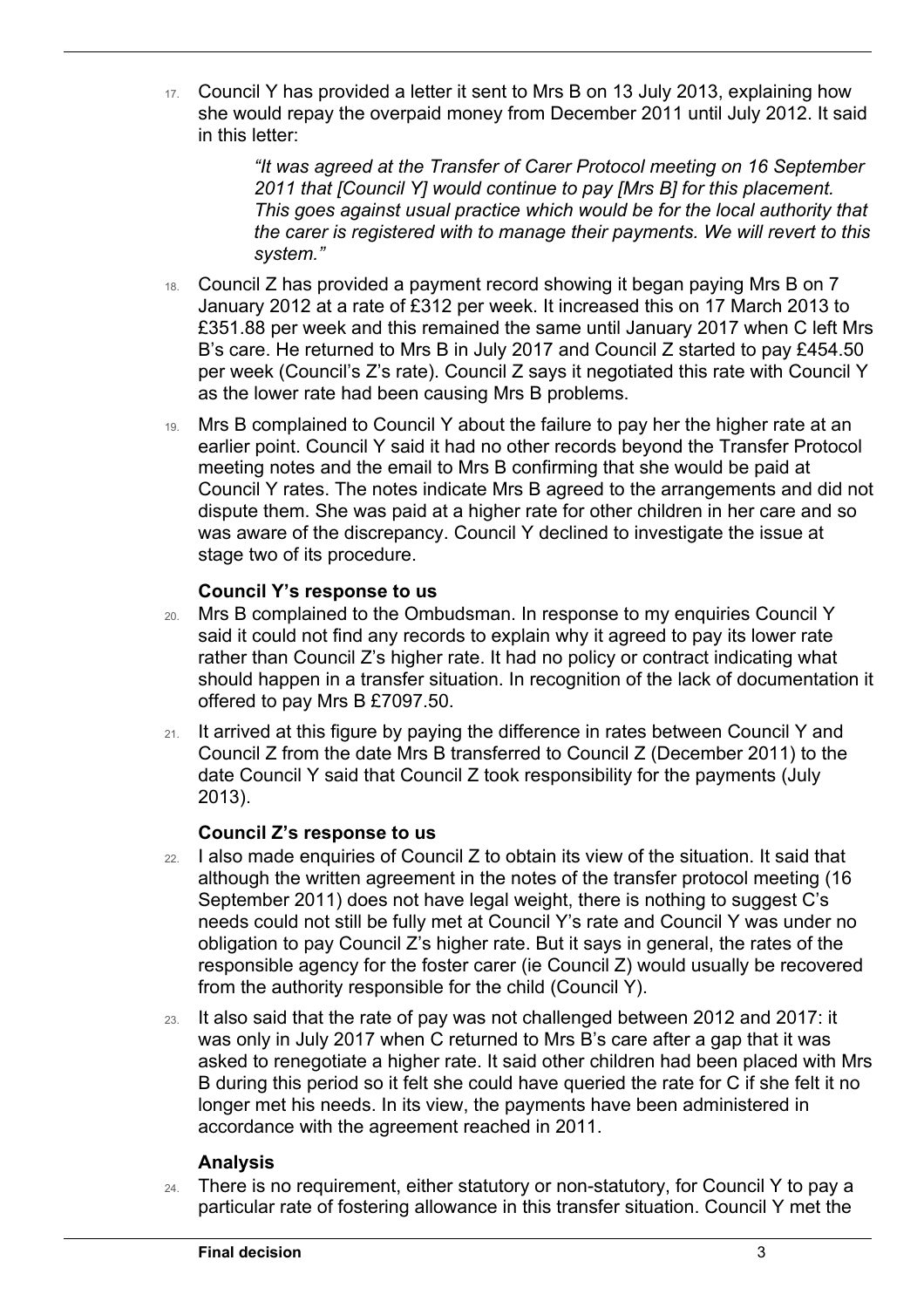17. Council Y has provided a letter it sent to Mrs B on 13 July 2013, explaining how she would repay the overpaid money from December 2011 until July 2012. It said in this letter:

> *"It was agreed at the Transfer of Carer Protocol meeting on 16 September 2011 that [Council Y] would continue to pay [Mrs B] for this placement. This goes against usual practice which would be for the local authority that the carer is registered with to manage their payments. We will revert to this system."*

18. Council Z has provided a payment record showing it began paying Mrs B on 7 January 2012 at a rate of £312 per week. It increased this on 17 March 2013 to £351.88 per week and this remained the same until January 2017 when C left Mrs B's care. He returned to Mrs B in July 2017 and Council Z started to pay £454.50 per week (Council's Z's rate). Council Z says it negotiated this rate with Council Y as the lower rate had been causing Mrs B problems.

19. Mrs B complained to Council Y about the failure to pay her the higher rate at an earlier point. Council Y said it had no other records beyond the Transfer Protocol meeting notes and the email to Mrs B confirming that she would be paid at Council Y rates. The notes indicate Mrs B agreed to the arrangements and did not dispute them. She was paid at a higher rate for other children in her care and so was aware of the discrepancy. Council Y declined to investigate the issue at stage two of its procedure.

### Council Y's response to us

20. Mrs B complained to the Ombudsman. In response to my enquiries Council Y said it could not find any records to explain why it agreed to pay its lower rate rather than Council Z's higher rate. It had no policy or contract indicating what should happen in a transfer situation. In recognition of the lack of documentation it offered to pay Mrs B £7097.50.

21. It arrived at this figure by paying the difference in rates between Council Y and Council Z from the date Mrs B transferred to Council Z (December 2011) to the date Council Y said that Council Z took responsibility for the payments (July 2013).

### Council Z's response to us

22. I also made enquiries of Council Z to obtain its view of the situation. It said that although the written agreement in the notes of the transfer protocol meeting (16 September 2011) does not have legal weight, there is nothing to suggest C's needs could not still be fully met at Council Y's rate and Council Y was under no obligation to pay Council Z's higher rate. But it says in general, the rates of the responsible agency for the foster carer (ie Council Z) would usually be recovered from the authority responsible for the child (Council Y).

23. It also said that the rate of pay was not challenged between 2012 and 2017: it was only in July 2017 when C returned to Mrs B's care after a gap that it was asked to renegotiate a higher rate. It said other children had been placed with Mrs B during this period so it felt she could have queried the rate for C if she felt it no longer met his needs. In its view, the payments have been administered in accordance with the agreement reached in 2011.

### Analysis

24. There is no requirement, either statutory or non-statutory, for Council Y to pay a particular rate of fostering allowance in this transfer situation. Council Y met the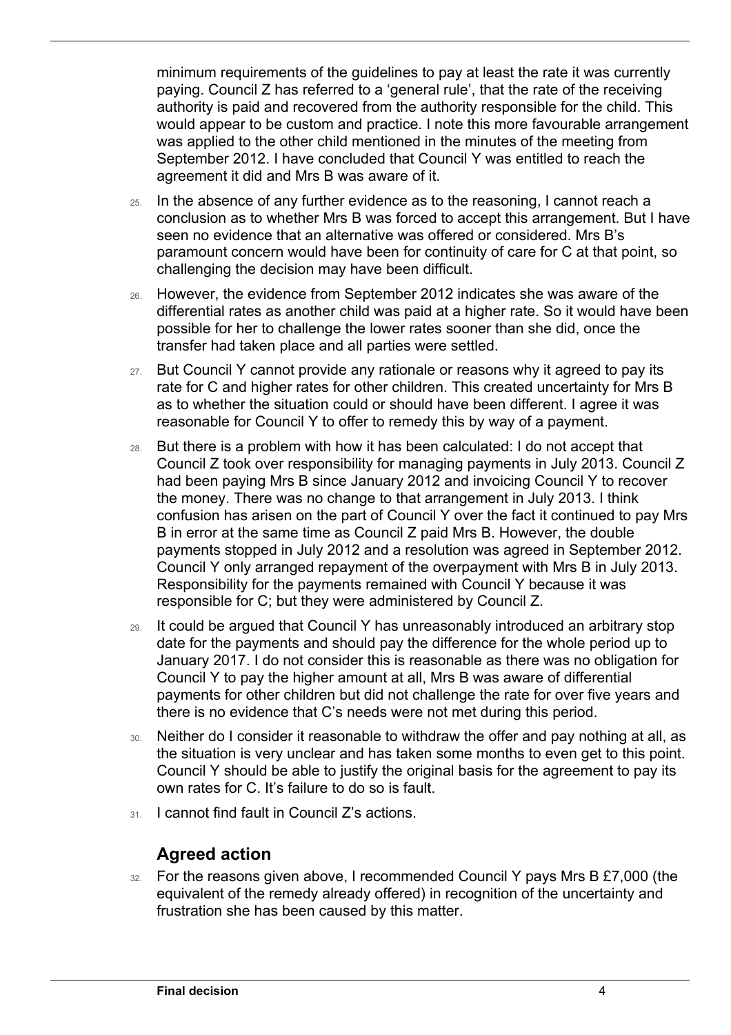minimum requirements of the guidelines to pay at least the rate it was currently paying. Council Z has referred to a 'general rule', that the rate of the receiving authority is paid and recovered from the authority responsible for the child. This would appear to be custom and practice. I note this more favourable arrangement was applied to the other child mentioned in the minutes of the meeting from September 2012. I have concluded that Council Y was entitled to reach the agreement it did and Mrs B was aware of it.

25. In the absence of any further evidence as to the reasoning, I cannot reach a conclusion as to whether Mrs B was forced to accept this arrangement. But I have seen no evidence that an alternative was offered or considered. Mrs B's paramount concern would have been for continuity of care for C at that point, so challenging the decision may have been difficult.

26. However, the evidence from September 2012 indicates she was aware of the differential rates as another child was paid at a higher rate. So it would have been possible for her to challenge the lower rates sooner than she did, once the transfer had taken place and all parties were settled.

27. But Council Y cannot provide any rationale or reasons why it agreed to pay its rate for C and higher rates for other children. This created uncertainty for Mrs B as to whether the situation could or should have been different. I agree it was reasonable for Council Y to offer to remedy this by way of a payment.

28. But there is a problem with how it has been calculated: I do not accept that Council Z took over responsibility for managing payments in July 2013. Council Z had been paying Mrs B since January 2012 and invoicing Council Y to recover the money. There was no change to that arrangement in July 2013. I think confusion has arisen on the part of Council Y over the fact it continued to pay Mrs B in error at the same time as Council Z paid Mrs B. However, the double payments stopped in July 2012 and a resolution was agreed in September 2012. Council Y only arranged repayment of the overpayment with Mrs B in July 2013. Responsibility for the payments remained with Council Y because it was responsible for C; but they were administered by Council Z.

29. It could be argued that Council Y has unreasonably introduced an arbitrary stop date for the payments and should pay the difference for the whole period up to January 2017. I do not consider this is reasonable as there was no obligation for Council Y to pay the higher amount at all, Mrs B was aware of differential payments for other children but did not challenge the rate for over five years and there is no evidence that C's needs were not met during this period.

30. Neither do I consider it reasonable to withdraw the offer and pay nothing at all, as the situation is very unclear and has taken some months to even get to this point. Council Y should be able to justify the original basis for the agreement to pay its own rates for C. It's failure to do so is fault.

31. I cannot find fault in Council Z's actions.

## Agreed action

32. For the reasons given above, I recommended Council Y pays Mrs B £7,000 (the equivalent of the remedy already offered) in recognition of the uncertainty and frustration she has been caused by this matter.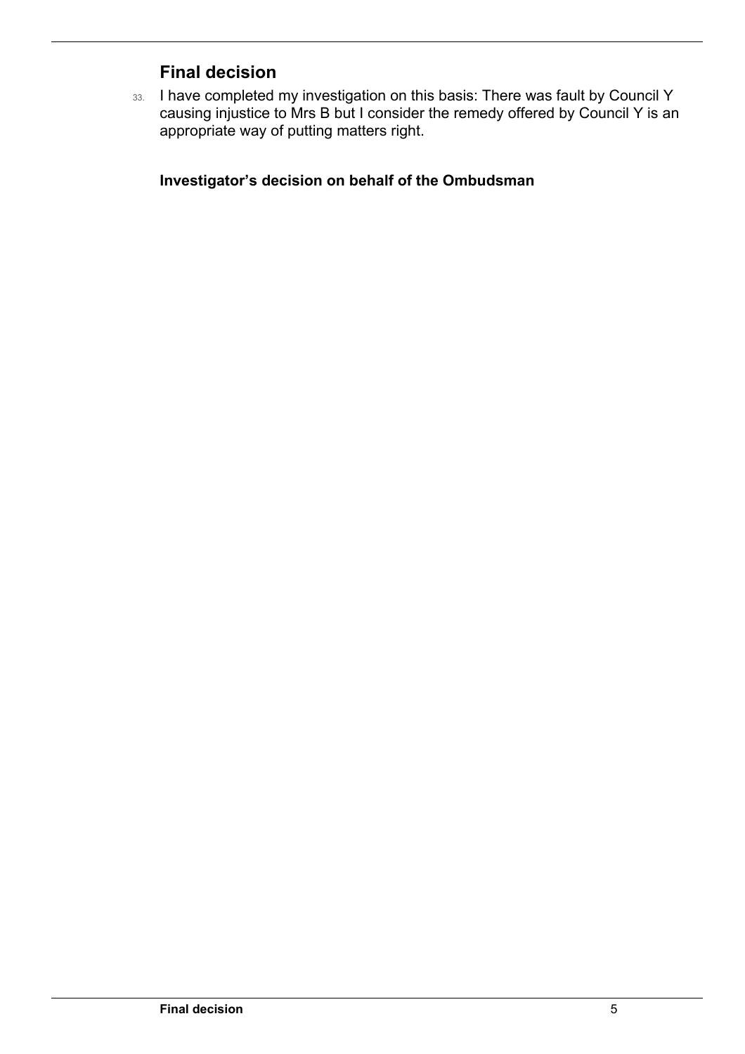## Final decision

33. I have completed my investigation on this basis: There was fault by Council Y causing injustice to Mrs B but I consider the remedy offered by Council Y is an appropriate way of putting matters right.

**Investigator's decision on behalf of the Ombudsman**